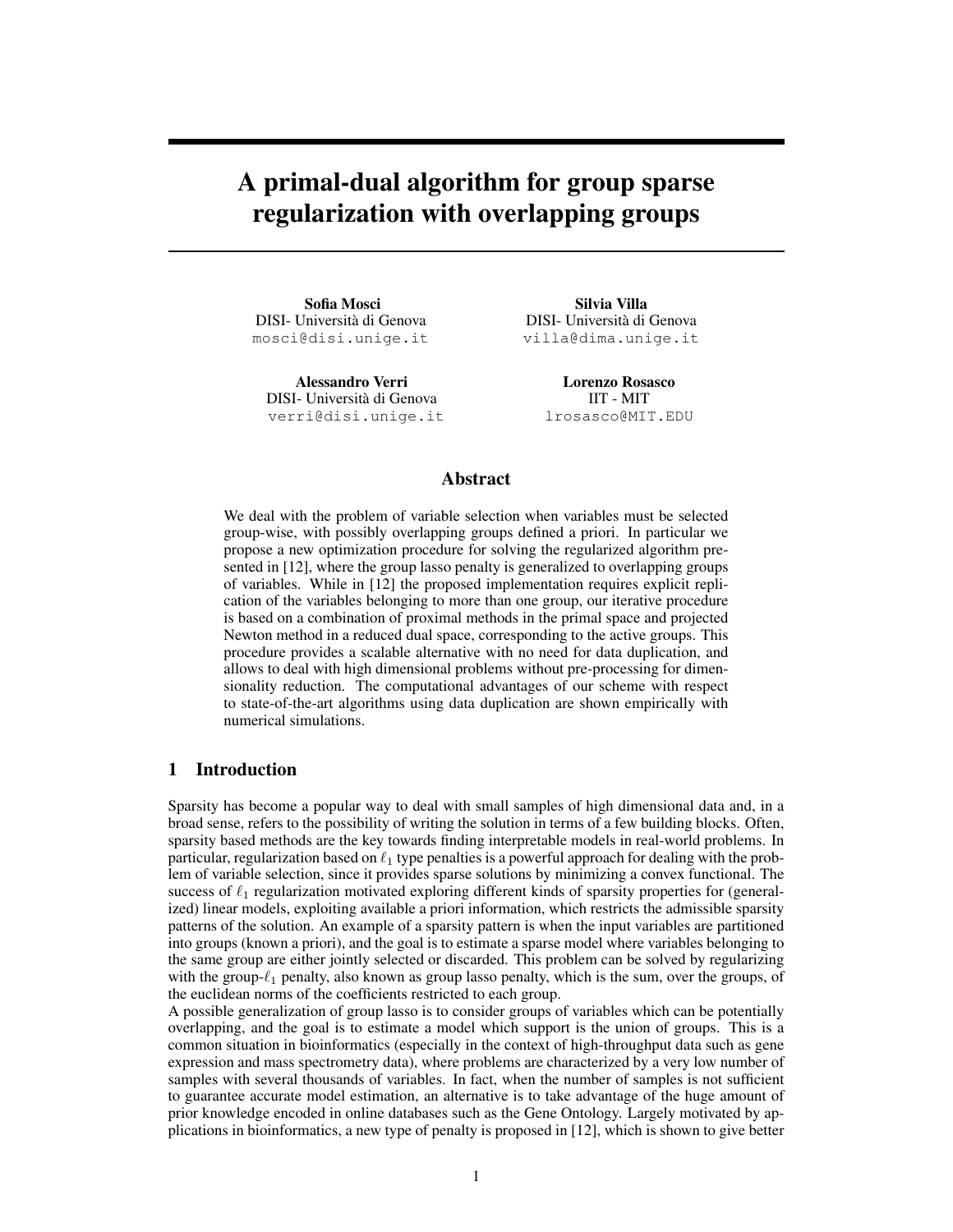# A primal-dual algorithm for group sparse regularization with overlapping groups

**Sofia Mosci**
DISI- Università di Genova
mosci@disi.unige.it

**Silvia Villa**
DISI- Università di Genova
villa@dima.unige.it

**Alessandro Verri**
DISI- Università di Genova
verri@disi.unige.it

**Lorenzo Rosasco**
IIT - MIT
lrosasco@MIT.EDU

## Abstract

We deal with the problem of variable selection when variables must be selected group-wise, with possibly overlapping groups defined a priori. In particular we propose a new optimization procedure for solving the regularized algorithm presented in [12], where the group lasso penalty is generalized to overlapping groups of variables. While in [12] the proposed implementation requires explicit replication of the variables belonging to more than one group, our iterative procedure is based on a combination of proximal methods in the primal space and projected Newton method in a reduced dual space, corresponding to the active groups. This procedure provides a scalable alternative with no need for data duplication, and allows to deal with high dimensional problems without pre-processing for dimensionality reduction. The computational advantages of our scheme with respect to state-of-the-art algorithms using data duplication are shown empirically with numerical simulations.

## 1 Introduction

Sparsity has become a popular way to deal with small samples of high dimensional data and, in a broad sense, refers to the possibility of writing the solution in terms of a few building blocks. Often, sparsity based methods are the key towards finding interpretable models in real-world problems. In particular, regularization based on $\ell_1$ type penalties is a powerful approach for dealing with the problem of variable selection, since it provides sparse solutions by minimizing a convex functional. The success of $\ell_1$ regularization motivated exploring different kinds of sparsity properties for (generalized) linear models, exploiting available a priori information, which restricts the admissible sparsity patterns of the solution. An example of a sparsity pattern is when the input variables are partitioned into groups (known a priori), and the goal is to estimate a sparse model where variables belonging to the same group are either jointly selected or discarded. This problem can be solved by regularizing with the group-$\ell_1$ penalty, also known as group lasso penalty, which is the sum, over the groups, of the euclidean norms of the coefficients restricted to each group.

A possible generalization of group lasso is to consider groups of variables which can be potentially overlapping, and the goal is to estimate a model which support is the union of groups. This is a common situation in bioinformatics (especially in the context of high-throughput data such as gene expression and mass spectrometry data), where problems are characterized by a very low number of samples with several thousands of variables. In fact, when the number of samples is not sufficient to guarantee accurate model estimation, an alternative is to take advantage of the huge amount of prior knowledge encoded in online databases such as the Gene Ontology. Largely motivated by applications in bioinformatics, a new type of penalty is proposed in [12], which is shown to give better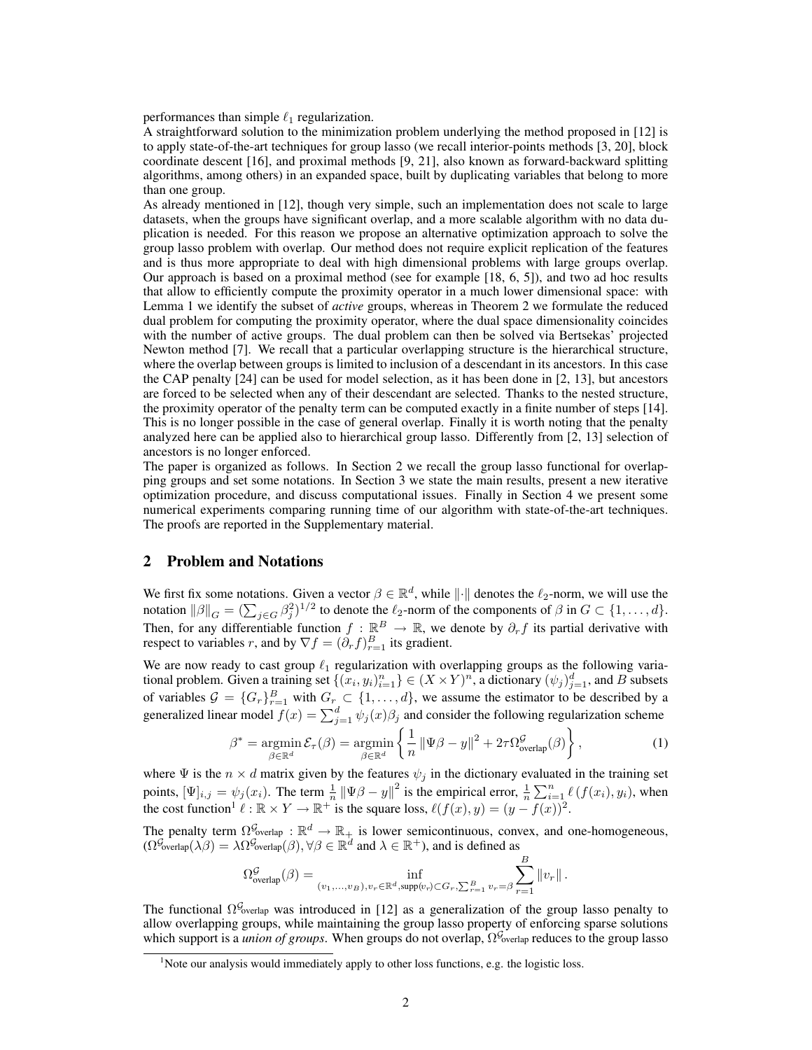performances than simple $\ell_1$ regularization.

A straightforward solution to the minimization problem underlying the method proposed in [12] is to apply state-of-the-art techniques for group lasso (we recall interior-points methods [3, 20], block coordinate descent [16], and proximal methods [9, 21], also known as forward-backward splitting algorithms, among others) in an expanded space, built by duplicating variables that belong to more than one group.

As already mentioned in [12], though very simple, such an implementation does not scale to large datasets, when the groups have significant overlap, and a more scalable algorithm with no data duplication is needed. For this reason we propose an alternative optimization approach to solve the group lasso problem with overlap. Our method does not require explicit replication of the features and is thus more appropriate to deal with high dimensional problems with large groups overlap. Our approach is based on a proximal method (see for example [18, 6, 5]), and two ad hoc results that allow to efficiently compute the proximity operator in a much lower dimensional space: with Lemma 1 we identify the subset of *active* groups, whereas in Theorem 2 we formulate the reduced dual problem for computing the proximity operator, where the dual space dimensionality coincides with the number of active groups. The dual problem can then be solved via Bertsekas' projected Newton method [7]. We recall that a particular overlapping structure is the hierarchical structure, where the overlap between groups is limited to inclusion of a descendant in its ancestors. In this case the CAP penalty [24] can be used for model selection, as it has been done in [2, 13], but ancestors are forced to be selected when any of their descendant are selected. Thanks to the nested structure, the proximity operator of the penalty term can be computed exactly in a finite number of steps [14]. This is no longer possible in the case of general overlap. Finally it is worth noting that the penalty analyzed here can be applied also to hierarchical group lasso. Differently from [2, 13] selection of ancestors is no longer enforced.

The paper is organized as follows. In Section 2 we recall the group lasso functional for overlapping groups and set some notations. In Section 3 we state the main results, present a new iterative optimization procedure, and discuss computational issues. Finally in Section 4 we present some numerical experiments comparing running time of our algorithm with state-of-the-art techniques. The proofs are reported in the Supplementary material.

## 2 Problem and Notations

We first fix some notations. Given a vector $\beta \in \mathbb{R}^d$, while $\|\cdot\|$ denotes the $\ell_2$-norm, we will use the notation $\|\beta\|_G = (\sum_{j \in G} \beta_j^2)^{1/2}$ to denote the $\ell_2$-norm of the components of $\beta$ in $G \subset \{1, \ldots, d\}$. Then, for any differentiable function $f : \mathbb{R}^B \to \mathbb{R}$, we denote by $\partial_r f$ its partial derivative with respect to variables $r$, and by $\nabla f = (\partial_r f)_{r=1}^B$ its gradient.

We are now ready to cast group $\ell_1$ regularization with overlapping groups as the following variational problem. Given a training set $\{(x_i, y_i)_{i=1}^n\} \in (X \times Y)^n$, a dictionary $(\psi_j)_{j=1}^d$, and $B$ subsets of variables $\mathcal{G} = \{G_r\}_{r=1}^B$ with $G_r \subset \{1, \ldots, d\}$, we assume the estimator to be described by a generalized linear model $f(x) = \sum_{j=1}^d \psi_j(x)\beta_j$ and consider the following regularization scheme

$$\beta^* = \operatorname*{argmin}_{\beta \in \mathbb{R}^d} \mathcal{E}_\tau(\beta) = \operatorname*{argmin}_{\beta \in \mathbb{R}^d} \left\{ \frac{1}{n} \|\Psi\beta - y\|^2 + 2\tau \Omega_{\text{overlap}}^{\mathcal{G}}(\beta) \right\}, \tag{1}$$

where $\Psi$ is the $n \times d$ matrix given by the features $\psi_j$ in the dictionary evaluated in the training set points, $[\Psi]_{i,j} = \psi_j(x_i)$. The term $\frac{1}{n} \|\Psi\beta - y\|^2$ is the empirical error, $\frac{1}{n} \sum_{i=1}^n \ell(f(x_i), y_i)$, when the cost function[1] $\ell : \mathbb{R} \times Y \to \mathbb{R}^+$ is the square loss, $\ell(f(x), y) = (y - f(x))^2$.

The penalty term $\Omega_{\text{overlap}}^{\mathcal{G}} : \mathbb{R}^d \to \mathbb{R}_+$ is lower semicontinuous, convex, and one-homogeneous, ($\Omega_{\text{overlap}}^{\mathcal{G}}(\lambda\beta) = \lambda\Omega_{\text{overlap}}^{\mathcal{G}}(\beta), \forall \beta \in \mathbb{R}^d$ and $\lambda \in \mathbb{R}^+$), and is defined as

$$\Omega_{\text{overlap}}^{\mathcal{G}}(\beta) = \inf_{(v_1,\ldots,v_B), v_r \in \mathbb{R}^d, \text{supp}(v_r) \subset G_r, \sum_{r=1}^B v_r = \beta} \sum_{r=1}^B \|v_r\|.$$

The functional $\Omega_{\text{overlap}}^{\mathcal{G}}$ was introduced in [12] as a generalization of the group lasso penalty to allow overlapping groups, while maintaining the group lasso property of enforcing sparse solutions which support is a *union of groups*. When groups do not overlap, $\Omega_{\text{overlap}}^{\mathcal{G}}$ reduces to the group lasso

[1] Note our analysis would immediately apply to other loss functions, e.g. the logistic loss.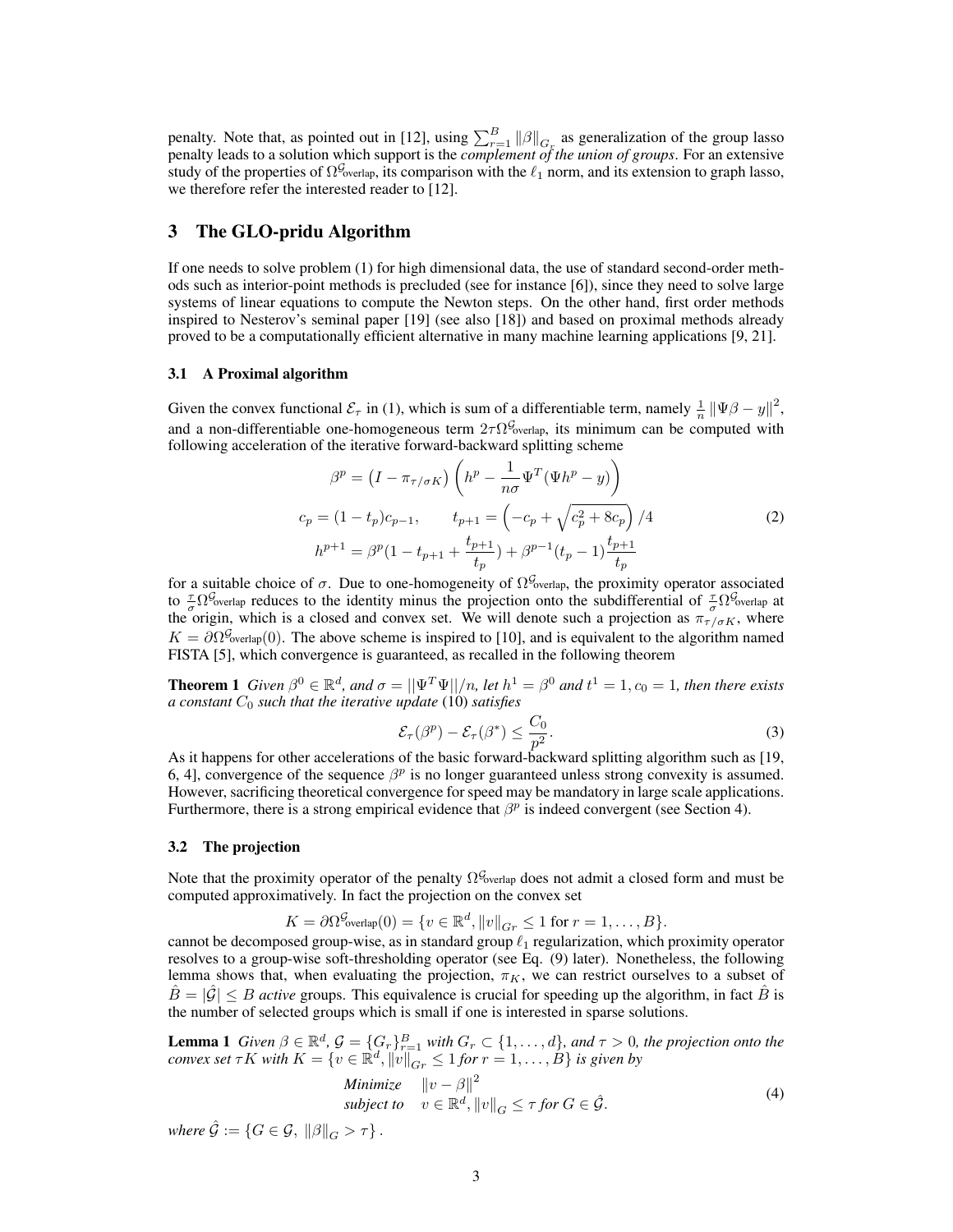penalty. Note that, as pointed out in [12], using $\sum_{r=1}^{B} \|\beta\|_{G_r}$ as generalization of the group lasso penalty leads to a solution which support is the *complement of the union of groups*. For an extensive study of the properties of $\Omega^{\mathcal{G}}_{\text{overlap}}$, its comparison with the $\ell_1$ norm, and its extension to graph lasso, we therefore refer the interested reader to [12].

## 3 The GLO-pridu Algorithm

If one needs to solve problem (1) for high dimensional data, the use of standard second-order methods such as interior-point methods is precluded (see for instance [6]), since they need to solve large systems of linear equations to compute the Newton steps. On the other hand, first order methods inspired to Nesterov's seminal paper [19] (see also [18]) and based on proximal methods already proved to be a computationally efficient alternative in many machine learning applications [9, 21].

### 3.1 A Proximal algorithm

Given the convex functional $\mathcal{E}_\tau$ in (1), which is sum of a differentiable term, namely $\frac{1}{n}\|\Psi\beta - y\|^2$, and a non-differentiable one-homogeneous term $2\tau\Omega^{\mathcal{G}}_{\text{overlap}}$, its minimum can be computed with following acceleration of the iterative forward-backward splitting scheme

$$
\begin{aligned}
\beta^p &= \left(I - \pi_{\tau/\sigma K}\right)\left(h^p - \frac{1}{n\sigma}\Psi^T(\Psi h^p - y)\right) \\
c_p = (1-t_p)c_{p-1}, &\qquad t_{p+1} = \left(-c_p + \sqrt{c_p^2 + 8c_p}\right)/4 \\
h^{p+1} &= \beta^p(1 - t_{p+1} + \frac{t_{p+1}}{t_p}) + \beta^{p-1}(t_p - 1)\frac{t_{p+1}}{t_p}
\end{aligned}
\tag{2}
$$

for a suitable choice of $\sigma$. Due to one-homogeneity of $\Omega^{\mathcal{G}}_{\text{overlap}}$, the proximity operator associated to $\frac{\tau}{\sigma}\Omega^{\mathcal{G}}_{\text{overlap}}$ reduces to the identity minus the projection onto the subdifferential of $\frac{\tau}{\sigma}\Omega^{\mathcal{G}}_{\text{overlap}}$ at the origin, which is a closed and convex set. We will denote such a projection as $\pi_{\tau/\sigma K}$, where $K = \partial\Omega^{\mathcal{G}}_{\text{overlap}}(0)$. The above scheme is inspired to [10], and is equivalent to the algorithm named FISTA [5], which convergence is guaranteed, as recalled in the following theorem

**Theorem 1** *Given $\beta^0 \in \mathbb{R}^d$, and $\sigma = ||\Psi^T\Psi||/n$, let $h^1 = \beta^0$ and $t^1 = 1, c_0 = 1$, then there exists a constant $C_0$ such that the iterative update* (10) *satisfies*

$$
\mathcal{E}_\tau(\beta^p) - \mathcal{E}_\tau(\beta^*) \leq \frac{C_0}{p^2}.
\tag{3}
$$

As it happens for other accelerations of the basic forward-backward splitting algorithm such as [19, 6, 4], convergence of the sequence $\beta^p$ is no longer guaranteed unless strong convexity is assumed. However, sacrificing theoretical convergence for speed may be mandatory in large scale applications. Furthermore, there is a strong empirical evidence that $\beta^p$ is indeed convergent (see Section 4).

### 3.2 The projection

Note that the proximity operator of the penalty $\Omega^{\mathcal{G}}_{\text{overlap}}$ does not admit a closed form and must be computed approximatively. In fact the projection on the convex set

$$
K = \partial\Omega^{\mathcal{G}}_{\text{overlap}}(0) = \{v \in \mathbb{R}^d, \|v\|_{Gr} \leq 1 \text{ for } r = 1, \dots, B\}.
$$

cannot be decomposed group-wise, as in standard group $\ell_1$ regularization, which proximity operator resolves to a group-wise soft-thresholding operator (see Eq. (9) later). Nonetheless, the following lemma shows that, when evaluating the projection, $\pi_K$, we can restrict ourselves to a subset of $\hat{B} = |\hat{\mathcal{G}}| \leq B$ *active* groups. This equivalence is crucial for speeding up the algorithm, in fact $\hat{B}$ is the number of selected groups which is small if one is interested in sparse solutions.

**Lemma 1** *Given $\beta \in \mathbb{R}^d$, $\mathcal{G} = \{G_r\}_{r=1}^B$ with $G_r \subset \{1, \dots, d\}$, and $\tau > 0$, the projection onto the convex set $\tau K$ with $K = \{v \in \mathbb{R}^d, \|v\|_{Gr} \leq 1$ for $r = 1, \dots, B\}$ is given by*

$$
\begin{aligned}
&\textit{Minimize} \quad \|v - \beta\|^2 \\
&\textit{subject to} \quad v \in \mathbb{R}^d, \|v\|_G \leq \tau \text{ for } G \in \hat{\mathcal{G}}.
\end{aligned}
\tag{4}
$$

*where* $\hat{\mathcal{G}} := \{G \in \mathcal{G}, \ \|\beta\|_G > \tau\}$.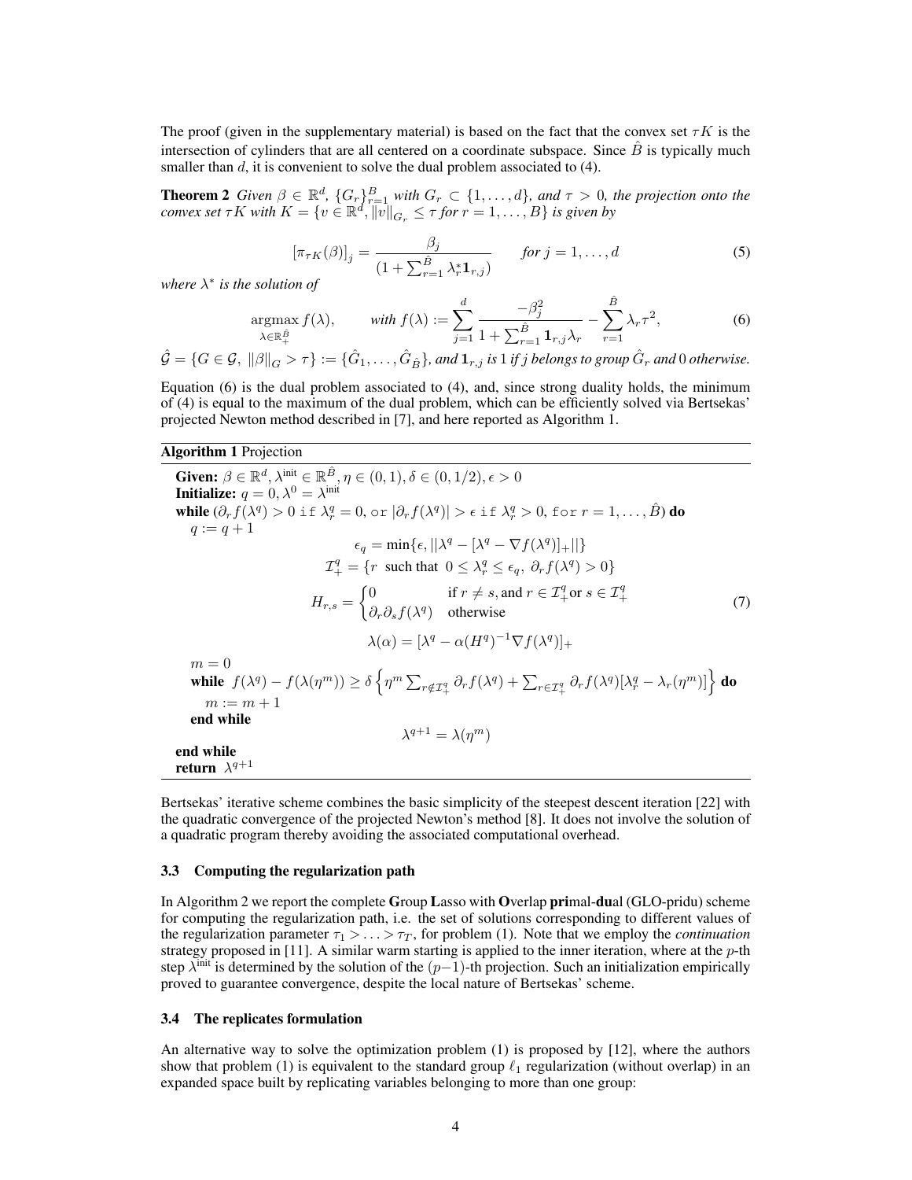The proof (given in the supplementary material) is based on the fact that the convex set $\tau K$ is the intersection of cylinders that are all centered on a coordinate subspace. Since $\hat{B}$ is typically much smaller than $d$, it is convenient to solve the dual problem associated to (4).

**Theorem 2** *Given $\beta \in \mathbb{R}^d$, $\{G_r\}_{r=1}^B$ with $G_r \subset \{1, \ldots, d\}$, and $\tau > 0$, the projection onto the convex set $\tau K$ with $K = \{v \in \mathbb{R}^d, \|v\|_{G_r} \leq \tau \text{ for } r = 1, \ldots, B\}$ is given by*

$$[\pi_{\tau K}(\beta)]_j = \frac{\beta_j}{(1 + \sum_{r=1}^{\hat{B}} \lambda_r^* \mathbf{1}_{r,j})} \qquad \text{for } j = 1, \ldots, d \tag{5}$$

*where $\lambda^*$ is the solution of*

$$\operatorname*{argmax}_{\lambda \in \mathbb{R}_+^{\hat{B}}} f(\lambda), \qquad \text{with } f(\lambda) := \sum_{j=1}^{d} \frac{-\beta_j^2}{1 + \sum_{r=1}^{\hat{B}} \mathbf{1}_{r,j} \lambda_r} - \sum_{r=1}^{\hat{B}} \lambda_r \tau^2, \tag{6}$$

*$\hat{\mathcal{G}} = \{G \in \mathcal{G}, \|\beta\|_G > \tau\} := \{\hat{G}_1, \ldots, \hat{G}_{\hat{B}}\}$, and $\mathbf{1}_{r,j}$ is 1 if $j$ belongs to group $\hat{G}_r$ and 0 otherwise.*

Equation (6) is the dual problem associated to (4), and, since strong duality holds, the minimum of (4) is equal to the maximum of the dual problem, which can be efficiently solved via Bertsekas' projected Newton method described in [7], and here reported as Algorithm 1.

---

**Algorithm 1** Projection

---

**Given:** $\beta \in \mathbb{R}^d, \lambda^{\text{init}} \in \mathbb{R}^{\hat{B}}, \eta \in (0, 1), \delta \in (0, 1/2), \epsilon > 0$
**Initialize:** $q = 0, \lambda^0 = \lambda^{\text{init}}$
**while** ($\partial_r f(\lambda^q) > 0$ if $\lambda_r^q = 0$, or $|\partial_r f(\lambda^q)| > \epsilon$ if $\lambda_r^q > 0$, for $r = 1, \ldots, \hat{B}$) **do**
  $q := q + 1$

$$\epsilon_q = \min\{\epsilon, ||\lambda^q - [\lambda^q - \nabla f(\lambda^q)]_+||\}$$

$$\mathcal{I}_+^q = \{r \text{ such that } 0 \leq \lambda_r^q \leq \epsilon_q, \ \partial_r f(\lambda^q) > 0\}$$

$$H_{r,s} = \begin{cases} 0 & \text{if } r \neq s, \text{and } r \in \mathcal{I}_+^q \text{or } s \in \mathcal{I}_+^q \\ \partial_r \partial_s f(\lambda^q) & \text{otherwise} \end{cases} \tag{7}$$

$$\lambda(\alpha) = [\lambda^q - \alpha (H^q)^{-1} \nabla f(\lambda^q)]_+$$

  $m = 0$
  **while** $f(\lambda^q) - f(\lambda(\eta^m)) \geq \delta \left\{ \eta^m \sum_{r \notin \mathcal{I}_+^q} \partial_r f(\lambda^q) + \sum_{r \in \mathcal{I}_+^q} \partial_r f(\lambda^q)[\lambda_r^q - \lambda_r(\eta^m)] \right\}$ **do**
    $m := m + 1$
  **end while**

$$\lambda^{q+1} = \lambda(\eta^m)$$

**end while**
**return** $\lambda^{q+1}$

---

Bertsekas' iterative scheme combines the basic simplicity of the steepest descent iteration [22] with the quadratic convergence of the projected Newton's method [8]. It does not involve the solution of a quadratic program thereby avoiding the associated computational overhead.

### 3.3 Computing the regularization path

In Algorithm 2 we report the complete **G**roup **L**asso with **O**verlap **pri**mal-**du**al (GLO-pridu) scheme for computing the regularization path, i.e. the set of solutions corresponding to different values of the regularization parameter $\tau_1 > \ldots > \tau_T$, for problem (1). Note that we employ the *continuation* strategy proposed in [11]. A similar warm starting is applied to the inner iteration, where at the $p$-th step $\lambda^{\text{init}}$ is determined by the solution of the $(p-1)$-th projection. Such an initialization empirically proved to guarantee convergence, despite the local nature of Bertsekas' scheme.

### 3.4 The replicates formulation

An alternative way to solve the optimization problem (1) is proposed by [12], where the authors show that problem (1) is equivalent to the standard group $\ell_1$ regularization (without overlap) in an expanded space built by replicating variables belonging to more than one group: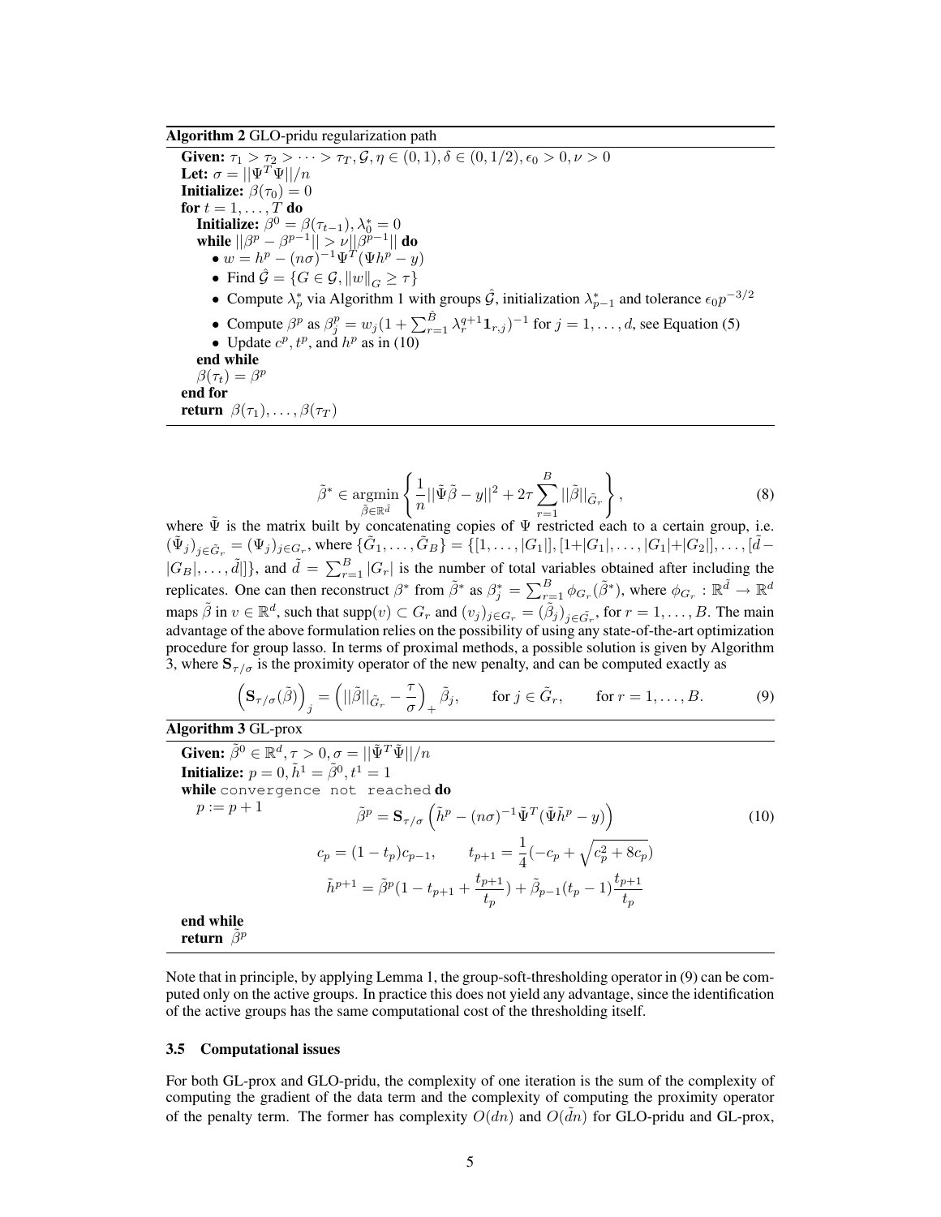**Algorithm 2** GLO-pridu regularization path

**Given:** $\tau_1 > \tau_2 > \cdots > \tau_T, \mathcal{G}, \eta \in (0,1), \delta \in (0, 1/2), \epsilon_0 > 0, \nu > 0$
**Let:** $\sigma = ||\Psi^T \Psi||/n$
**Initialize:** $\beta(\tau_0) = 0$
**for** $t = 1, \ldots, T$ **do**
  **Initialize:** $\beta^0 = \beta(\tau_{t-1}), \lambda_0^* = 0$
  **while** $||\beta^p - \beta^{p-1}|| > \nu||\beta^{p-1}||$ **do**
  - $w = h^p - (n\sigma)^{-1}\Psi^T(\Psi h^p - y)$
  - Find $\hat{\mathcal{G}} = \{G \in \mathcal{G}, \|w\|_G \geq \tau\}$
  - Compute $\lambda_p^*$ via Algorithm 1 with groups $\hat{\mathcal{G}}$, initialization $\lambda_{p-1}^*$ and tolerance $\epsilon_0 p^{-3/2}$
  - Compute $\beta^p$ as $\beta_j^p = w_j(1 + \sum_{r=1}^{\hat{B}} \lambda_r^{q+1} \mathbf{1}_{r,j})^{-1}$ for $j = 1, \ldots, d$, see Equation (5)
  - Update $c^p, t^p$, and $h^p$ as in (10)

  **end while**
  $\beta(\tau_t) = \beta^p$
**end for**
**return** $\beta(\tau_1), \ldots, \beta(\tau_T)$

$$
\tilde{\beta}^* \in \operatorname*{argmin}_{\tilde{\beta} \in \mathbb{R}^{\tilde{d}}} \left\{ \frac{1}{n}||\tilde{\Psi}\tilde{\beta} - y||^2 + 2\tau \sum_{r=1}^{B} ||\tilde{\beta}||_{\tilde{G}_r} \right\}, \tag{8}
$$

where $\tilde{\Psi}$ is the matrix built by concatenating copies of $\Psi$ restricted each to a certain group, i.e. $(\tilde{\Psi}_j)_{j \in \tilde{G}_r} = (\Psi_j)_{j \in G_r}$, where $\{\tilde{G}_1, \ldots, \tilde{G}_B\} = \{[1, \ldots, |G_1|], [1+|G_1|, \ldots, |G_1|+|G_2|], \ldots, [\tilde{d} - |G_B|, \ldots, \tilde{d}]\}$, and $\tilde{d} = \sum_{r=1}^{B} |G_r|$ is the number of total variables obtained after including the replicates. One can then reconstruct $\beta^*$ from $\tilde{\beta}^*$ as $\beta_j^* = \sum_{r=1}^{B} \phi_{G_r}(\tilde{\beta}^*)$, where $\phi_{G_r} : \mathbb{R}^{\tilde{d}} \to \mathbb{R}^d$ maps $\tilde{\beta}$ in $v \in \mathbb{R}^d$, such that $\mathrm{supp}(v) \subset G_r$ and $(v_j)_{j \in G_r} = (\tilde{\beta}_j)_{j \in \tilde{G}_r}$, for $r = 1, \ldots, B$. The main advantage of the above formulation relies on the possibility of using any state-of-the-art optimization procedure for group lasso. In terms of proximal methods, a possible solution is given by Algorithm 3, where $\mathbf{S}_{\tau/\sigma}$ is the proximity operator of the new penalty, and can be computed exactly as

$$
\left(\mathbf{S}_{\tau/\sigma}(\tilde{\beta})\right)_j = \left(||\tilde{\beta}||_{\tilde{G}_r} - \frac{\tau}{\sigma}\right)_+ \tilde{\beta}_j, \qquad \text{for } j \in \tilde{G}_r, \qquad \text{for } r = 1, \ldots, B. \tag{9}
$$

**Algorithm 3** GL-prox

**Given:** $\tilde{\beta}^0 \in \mathbb{R}^d, \tau > 0, \sigma = ||\tilde{\Psi}^T\tilde{\Psi}||/n$
**Initialize:** $p = 0, \tilde{h}^1 = \tilde{\beta}^0, t^1 = 1$
**while** `convergence not reached` **do**
  $p := p + 1$

$$
\begin{gathered}
\tilde{\beta}^p = \mathbf{S}_{\tau/\sigma}\left(\tilde{h}^p - (n\sigma)^{-1}\tilde{\Psi}^T(\tilde{\Psi}\tilde{h}^p - y)\right) \\
c_p = (1 - t_p)c_{p-1}, \qquad t_{p+1} = \frac{1}{4}(-c_p + \sqrt{c_p^2 + 8c_p}) \\
\tilde{h}^{p+1} = \tilde{\beta}^p(1 - t_{p+1} + \frac{t_{p+1}}{t_p}) + \tilde{\beta}_{p-1}(t_p - 1)\frac{t_{p+1}}{t_p}
\end{gathered} \tag{10}
$$

**end while**
**return** $\tilde{\beta}^p$

Note that in principle, by applying Lemma 1, the group-soft-thresholding operator in (9) can be computed only on the active groups. In practice this does not yield any advantage, since the identification of the active groups has the same computational cost of the thresholding itself.

### 3.5 Computational issues

For both GL-prox and GLO-pridu, the complexity of one iteration is the sum of the complexity of computing the gradient of the data term and the complexity of computing the proximity operator of the penalty term. The former has complexity $O(dn)$ and $O(\tilde{d}n)$ for GLO-pridu and GL-prox,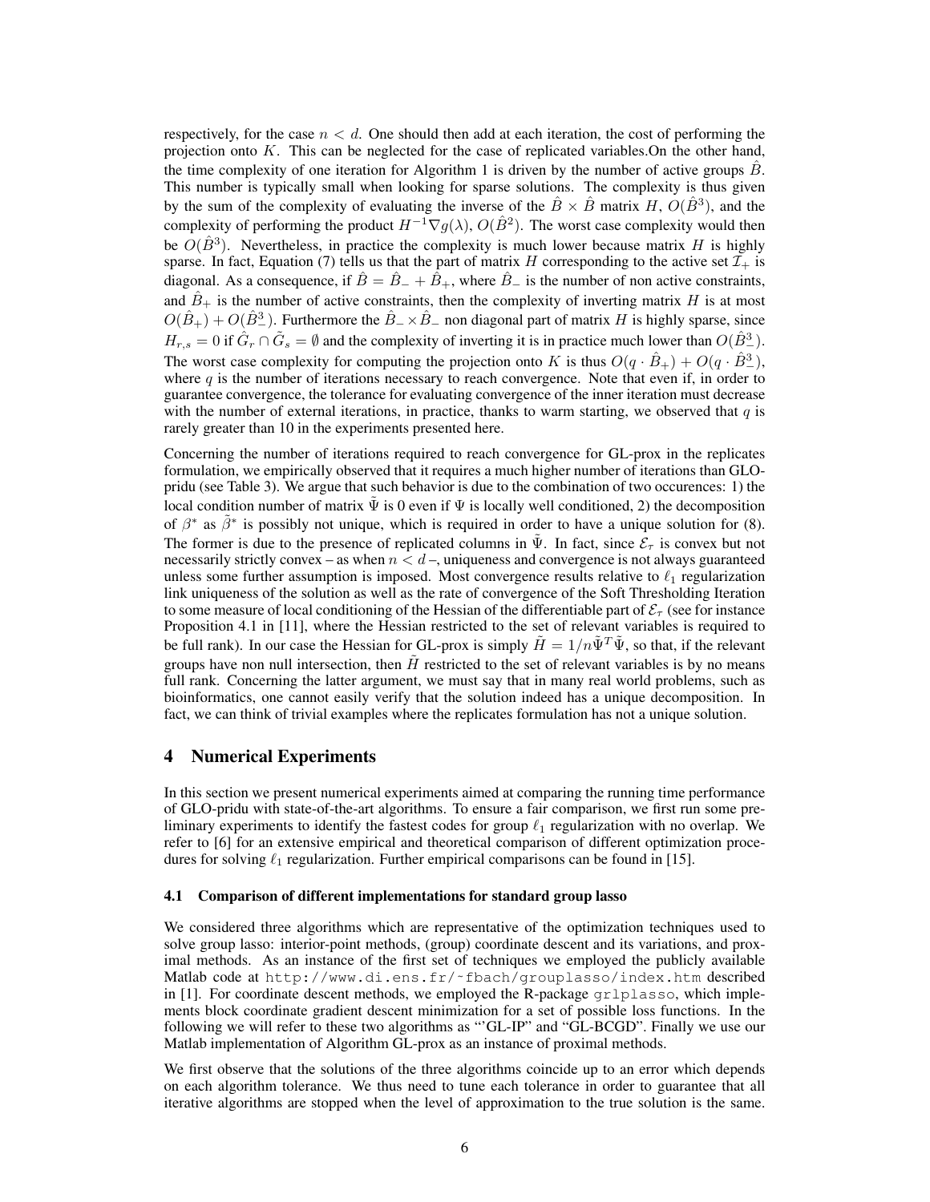respectively, for the case $n < d$. One should then add at each iteration, the cost of performing the projection onto $K$. This can be neglected for the case of replicated variables.On the other hand, the time complexity of one iteration for Algorithm 1 is driven by the number of active groups $\hat{B}$. This number is typically small when looking for sparse solutions. The complexity is thus given by the sum of the complexity of evaluating the inverse of the $\hat{B} \times \hat{B}$ matrix $H$, $O(\hat{B}^3)$, and the complexity of performing the product $H^{-1}\nabla g(\lambda)$, $O(\hat{B}^2)$. The worst case complexity would then be $O(\hat{B}^3)$. Nevertheless, in practice the complexity is much lower because matrix $H$ is highly sparse. In fact, Equation (7) tells us that the part of matrix $H$ corresponding to the active set $\mathcal{I}_+$ is diagonal. As a consequence, if $\hat{B} = \hat{B}_- + \hat{B}_+$, where $\hat{B}_-$ is the number of non active constraints, and $\hat{B}_+$ is the number of active constraints, then the complexity of inverting matrix $H$ is at most $O(\hat{B}_+) + O(\hat{B}_-^3)$. Furthermore the $\hat{B}_- \times \hat{B}_-$ non diagonal part of matrix $H$ is highly sparse, since $H_{r,s} = 0$ if $\hat{G}_r \cap \tilde{G}_s = \emptyset$ and the complexity of inverting it is in practice much lower than $O(\hat{B}_-^3)$. The worst case complexity for computing the projection onto $K$ is thus $O(q \cdot \hat{B}_+) + O(q \cdot \hat{B}_-^3)$, where $q$ is the number of iterations necessary to reach convergence. Note that even if, in order to guarantee convergence, the tolerance for evaluating convergence of the inner iteration must decrease with the number of external iterations, in practice, thanks to warm starting, we observed that $q$ is rarely greater than 10 in the experiments presented here.

Concerning the number of iterations required to reach convergence for GL-prox in the replicates formulation, we empirically observed that it requires a much higher number of iterations than GLO-pridu (see Table 3). We argue that such behavior is due to the combination of two occurences: 1) the local condition number of matrix $\tilde{\Psi}$ is 0 even if $\Psi$ is locally well conditioned, 2) the decomposition of $\beta^*$ as $\tilde{\beta}^*$ is possibly not unique, which is required in order to have a unique solution for (8). The former is due to the presence of replicated columns in $\tilde{\Psi}$. In fact, since $\mathcal{E}_\tau$ is convex but not necessarily strictly convex – as when $n < d$ –, uniqueness and convergence is not always guaranteed unless some further assumption is imposed. Most convergence results relative to $\ell_1$ regularization link uniqueness of the solution as well as the rate of convergence of the Soft Thresholding Iteration to some measure of local conditioning of the Hessian of the differentiable part of $\mathcal{E}_\tau$ (see for instance Proposition 4.1 in [11], where the Hessian restricted to the set of relevant variables is required to be full rank). In our case the Hessian for GL-prox is simply $\tilde{H} = 1/n\tilde{\Psi}^T\tilde{\Psi}$, so that, if the relevant groups have non null intersection, then $\tilde{H}$ restricted to the set of relevant variables is by no means full rank. Concerning the latter argument, we must say that in many real world problems, such as bioinformatics, one cannot easily verify that the solution indeed has a unique decomposition. In fact, we can think of trivial examples where the replicates formulation has not a unique solution.

## 4 Numerical Experiments

In this section we present numerical experiments aimed at comparing the running time performance of GLO-pridu with state-of-the-art algorithms. To ensure a fair comparison, we first run some preliminary experiments to identify the fastest codes for group $\ell_1$ regularization with no overlap. We refer to [6] for an extensive empirical and theoretical comparison of different optimization procedures for solving $\ell_1$ regularization. Further empirical comparisons can be found in [15].

### 4.1 Comparison of different implementations for standard group lasso

We considered three algorithms which are representative of the optimization techniques used to solve group lasso: interior-point methods, (group) coordinate descent and its variations, and proximal methods. As an instance of the first set of techniques we employed the publicly available Matlab code at `http://www.di.ens.fr/~fbach/grouplasso/index.htm` described in [1]. For coordinate descent methods, we employed the R-package `grlplasso`, which implements block coordinate gradient descent minimization for a set of possible loss functions. In the following we will refer to these two algorithms as "'GL-IP" and "GL-BCGD". Finally we use our Matlab implementation of Algorithm GL-prox as an instance of proximal methods.

We first observe that the solutions of the three algorithms coincide up to an error which depends on each algorithm tolerance. We thus need to tune each tolerance in order to guarantee that all iterative algorithms are stopped when the level of approximation to the true solution is the same.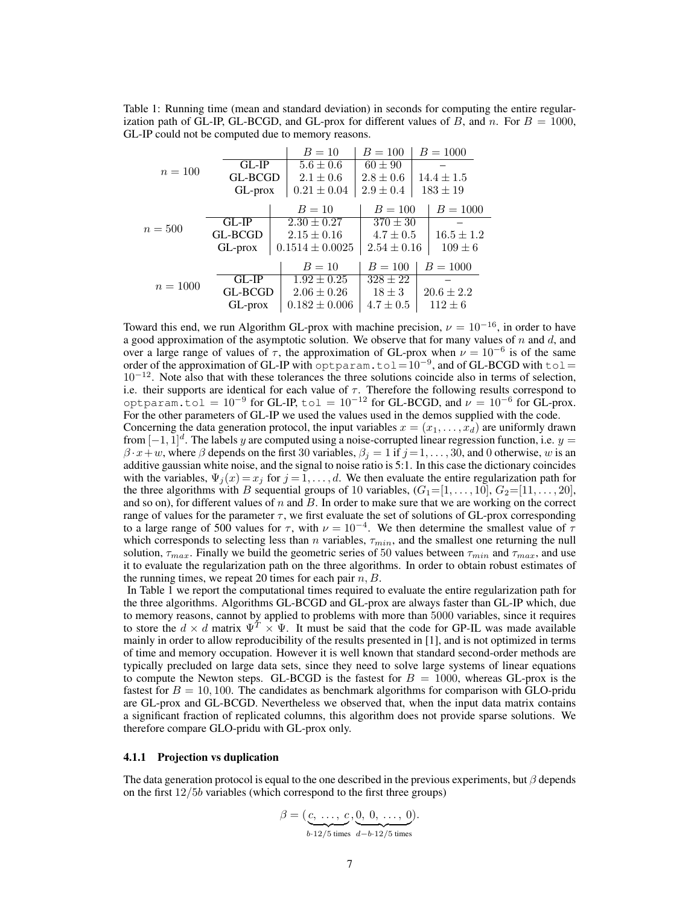Table 1: Running time (mean and standard deviation) in seconds for computing the entire regularization path of GL-IP, GL-BCGD, and GL-prox for different values of $B$, and $n$. For $B = 1000$, GL-IP could not be computed due to memory reasons.

| | | $B = 10$ | $B = 100$ | $B = 1000$ |
|---|---|---|---|---|
| $n = 100$ | GL-IP | $5.6 \pm 0.6$ | $60 \pm 90$ | – |
| | GL-BCGD | $2.1 \pm 0.6$ | $2.8 \pm 0.6$ | $14.4 \pm 1.5$ |
| | GL-prox | $0.21 \pm 0.04$ | $2.9 \pm 0.4$ | $183 \pm 19$ |
| $n = 500$ | GL-IP | $2.30 \pm 0.27$ | $370 \pm 30$ | – |
| | GL-BCGD | $2.15 \pm 0.16$ | $4.7 \pm 0.5$ | $16.5 \pm 1.2$ |
| | GL-prox | $0.1514 \pm 0.0025$ | $2.54 \pm 0.16$ | $109 \pm 6$ |
| $n = 1000$ | GL-IP | $1.92 \pm 0.25$ | $328 \pm 22$ | – |
| | GL-BCGD | $2.06 \pm 0.26$ | $18 \pm 3$ | $20.6 \pm 2.2$ |
| | GL-prox | $0.182 \pm 0.006$ | $4.7 \pm 0.5$ | $112 \pm 6$ |

Toward this end, we run Algorithm GL-prox with machine precision, $\nu = 10^{-16}$, in order to have a good approximation of the asymptotic solution. We observe that for many values of $n$ and $d$, and over a large range of values of $\tau$, the approximation of GL-prox when $\nu = 10^{-6}$ is of the same order of the approximation of GL-IP with `optparam.tol`$=10^{-9}$, and of GL-BCGD with `tol`$=10^{-12}$. Note also that with these tolerances the three solutions coincide also in terms of selection, i.e. their supports are identical for each value of $\tau$. Therefore the following results correspond to `optparam.tol` $= 10^{-9}$ for GL-IP, `tol` $= 10^{-12}$ for GL-BCGD, and $\nu = 10^{-6}$ for GL-prox. For the other parameters of GL-IP we used the values used in the demos supplied with the code.

Concerning the data generation protocol, the input variables $x = (x_1, \ldots, x_d)$ are uniformly drawn from $[-1, 1]^d$. The labels $y$ are computed using a noise-corrupted linear regression function, i.e. $y = \beta \cdot x + w$, where $\beta$ depends on the first 30 variables, $\beta_j = 1$ if $j = 1, \ldots, 30$, and 0 otherwise, $w$ is an additive gaussian white noise, and the signal to noise ratio is 5:1. In this case the dictionary coincides with the variables, $\Psi_j(x) = x_j$ for $j = 1, \ldots, d$. We then evaluate the entire regularization path for the three algorithms with $B$ sequential groups of 10 variables, ($G_1 = [1, \ldots, 10]$, $G_2 = [11, \ldots, 20]$, and so on), for different values of $n$ and $B$. In order to make sure that we are working on the correct range of values for the parameter $\tau$, we first evaluate the set of solutions of GL-prox corresponding to a large range of 500 values for $\tau$, with $\nu = 10^{-4}$. We then determine the smallest value of $\tau$ which corresponds to selecting less than $n$ variables, $\tau_{min}$, and the smallest one returning the null solution, $\tau_{max}$. Finally we build the geometric series of 50 values between $\tau_{min}$ and $\tau_{max}$, and use it to evaluate the regularization path on the three algorithms. In order to obtain robust estimates of the running times, we repeat 20 times for each pair $n, B$.

In Table 1 we report the computational times required to evaluate the entire regularization path for the three algorithms. Algorithms GL-BCGD and GL-prox are always faster than GL-IP which, due to memory reasons, cannot by applied to problems with more than 5000 variables, since it requires to store the $d \times d$ matrix $\Psi^T \times \Psi$. It must be said that the code for GP-IL was made available mainly in order to allow reproducibility of the results presented in [1], and is not optimized in terms of time and memory occupation. However it is well known that standard second-order methods are typically precluded on large data sets, since they need to solve large systems of linear equations to compute the Newton steps. GL-BCGD is the fastest for $B = 1000$, whereas GL-prox is the fastest for $B = 10, 100$. The candidates as benchmark algorithms for comparison with GLO-pridu are GL-prox and GL-BCGD. Nevertheless we observed that, when the input data matrix contains a significant fraction of replicated columns, this algorithm does not provide sparse solutions. We therefore compare GLO-pridu with GL-prox only.

### 4.1.1 Projection vs duplication

The data generation protocol is equal to the one described in the previous experiments, but $\beta$ depends on the first $12/5b$ variables (which correspond to the first three groups)

$$\beta = (\underbrace{c, \ldots, c}_{b \cdot 12/5 \text{ times}}, \underbrace{0, 0, \ldots, 0}_{d - b \cdot 12/5 \text{ times}}).$$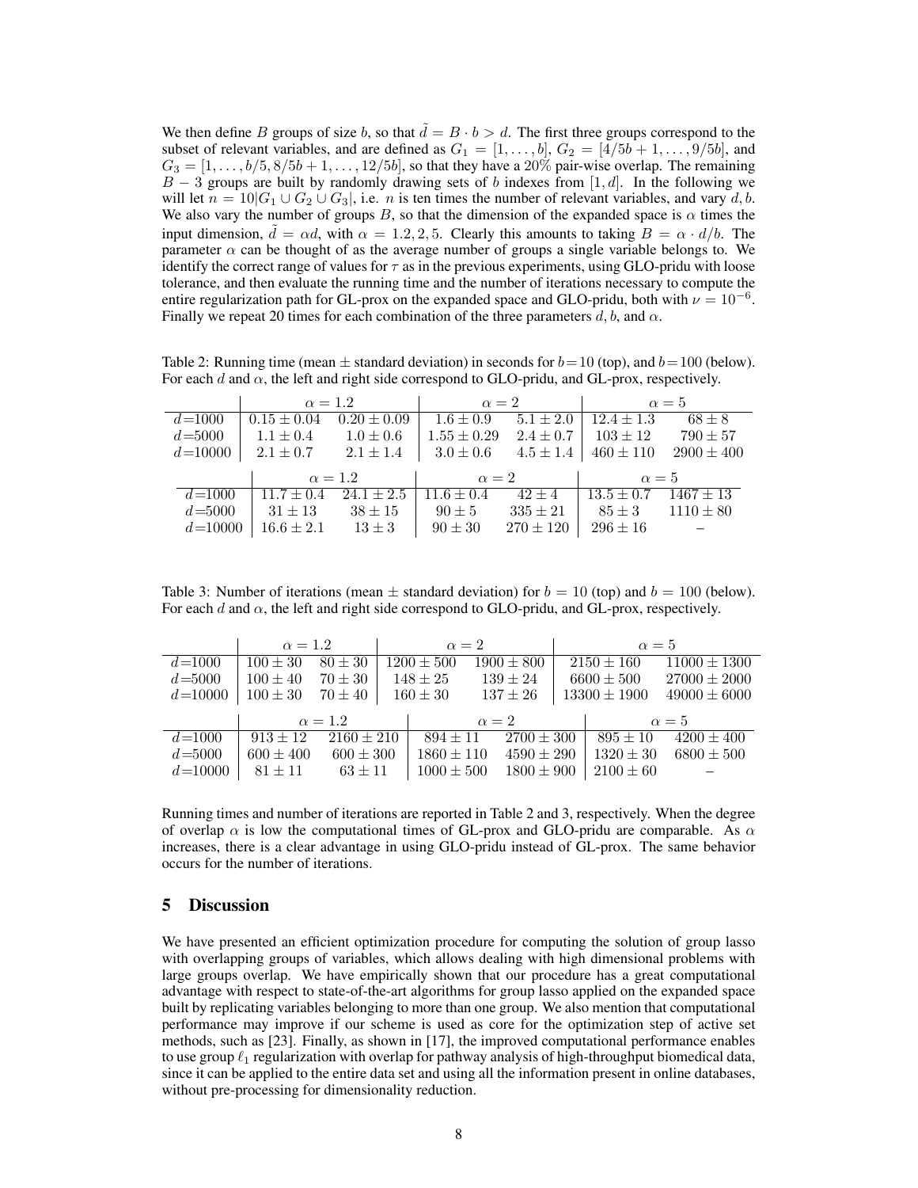We then define $B$ groups of size $b$, so that $\tilde{d} = B \cdot b > d$. The first three groups correspond to the subset of relevant variables, and are defined as $G_1 = [1, \dots, b]$, $G_2 = [4/5b+1, \dots, 9/5b]$, and $G_3 = [1, \dots, b/5, 8/5b+1, \dots, 12/5b]$, so that they have a 20% pair-wise overlap. The remaining $B-3$ groups are built by randomly drawing sets of $b$ indexes from $[1, d]$. In the following we will let $n = 10|G_1 \cup G_2 \cup G_3|$, i.e. $n$ is ten times the number of relevant variables, and vary $d, b$. We also vary the number of groups $B$, so that the dimension of the expanded space is $\alpha$ times the input dimension, $\tilde{d} = \alpha d$, with $\alpha = 1.2, 2, 5$. Clearly this amounts to taking $B = \alpha \cdot d/b$. The parameter $\alpha$ can be thought of as the average number of groups a single variable belongs to. We identify the correct range of values for $\tau$ as in the previous experiments, using GLO-pridu with loose tolerance, and then evaluate the running time and the number of iterations necessary to compute the entire regularization path for GL-prox on the expanded space and GLO-pridu, both with $\nu = 10^{-6}$. Finally we repeat 20 times for each combination of the three parameters $d, b$, and $\alpha$.

Table 2: Running time (mean $\pm$ standard deviation) in seconds for $b=10$ (top), and $b=100$ (below). For each $d$ and $\alpha$, the left and right side correspond to GLO-pridu, and GL-prox, respectively.

| | $\alpha = 1.2$ | | $\alpha = 2$ | | $\alpha = 5$ | |
|---|---|---|---|---|---|---|
| $d$=1000 | $0.15 \pm 0.04$ | $0.20 \pm 0.09$ | $1.6 \pm 0.9$ | $5.1 \pm 2.0$ | $12.4 \pm 1.3$ | $68 \pm 8$ |
| $d$=5000 | $1.1 \pm 0.4$ | $1.0 \pm 0.6$ | $1.55 \pm 0.29$ | $2.4 \pm 0.7$ | $103 \pm 12$ | $790 \pm 57$ |
| $d$=10000 | $2.1 \pm 0.7$ | $2.1 \pm 1.4$ | $3.0 \pm 0.6$ | $4.5 \pm 1.4$ | $460 \pm 110$ | $2900 \pm 400$ |

| | $\alpha = 1.2$ | | $\alpha = 2$ | | $\alpha = 5$ | |
|---|---|---|---|---|---|---|
| $d$=1000 | $11.7 \pm 0.4$ | $24.1 \pm 2.5$ | $11.6 \pm 0.4$ | $42 \pm 4$ | $13.5 \pm 0.7$ | $1467 \pm 13$ |
| $d$=5000 | $31 \pm 13$ | $38 \pm 15$ | $90 \pm 5$ | $335 \pm 21$ | $85 \pm 3$ | $1110 \pm 80$ |
| $d$=10000 | $16.6 \pm 2.1$ | $13 \pm 3$ | $90 \pm 30$ | $270 \pm 120$ | $296 \pm 16$ | – |

Table 3: Number of iterations (mean $\pm$ standard deviation) for $b = 10$ (top) and $b = 100$ (below). For each $d$ and $\alpha$, the left and right side correspond to GLO-pridu, and GL-prox, respectively.

| | $\alpha = 1.2$ | | $\alpha = 2$ | | $\alpha = 5$ | |
|---|---|---|---|---|---|---|
| $d$=1000 | $100 \pm 30$ | $80 \pm 30$ | $1200 \pm 500$ | $1900 \pm 800$ | $2150 \pm 160$ | $11000 \pm 1300$ |
| $d$=5000 | $100 \pm 40$ | $70 \pm 30$ | $148 \pm 25$ | $139 \pm 24$ | $6600 \pm 500$ | $27000 \pm 2000$ |
| $d$=10000 | $100 \pm 30$ | $70 \pm 40$ | $160 \pm 30$ | $137 \pm 26$ | $13300 \pm 1900$ | $49000 \pm 6000$ |

| | $\alpha = 1.2$ | | $\alpha = 2$ | | $\alpha = 5$ | |
|---|---|---|---|---|---|---|
| $d$=1000 | $913 \pm 12$ | $2160 \pm 210$ | $894 \pm 11$ | $2700 \pm 300$ | $895 \pm 10$ | $4200 \pm 400$ |
| $d$=5000 | $600 \pm 400$ | $600 \pm 300$ | $1860 \pm 110$ | $4590 \pm 290$ | $1320 \pm 30$ | $6800 \pm 500$ |
| $d$=10000 | $81 \pm 11$ | $63 \pm 11$ | $1000 \pm 500$ | $1800 \pm 900$ | $2100 \pm 60$ | – |

Running times and number of iterations are reported in Table 2 and 3, respectively. When the degree of overlap $\alpha$ is low the computational times of GL-prox and GLO-pridu are comparable. As $\alpha$ increases, there is a clear advantage in using GLO-pridu instead of GL-prox. The same behavior occurs for the number of iterations.

## 5 Discussion

We have presented an efficient optimization procedure for computing the solution of group lasso with overlapping groups of variables, which allows dealing with high dimensional problems with large groups overlap. We have empirically shown that our procedure has a great computational advantage with respect to state-of-the-art algorithms for group lasso applied on the expanded space built by replicating variables belonging to more than one group. We also mention that computational performance may improve if our scheme is used as core for the optimization step of active set methods, such as [23]. Finally, as shown in [17], the improved computational performance enables to use group $\ell_1$ regularization with overlap for pathway analysis of high-throughput biomedical data, since it can be applied to the entire data set and using all the information present in online databases, without pre-processing for dimensionality reduction.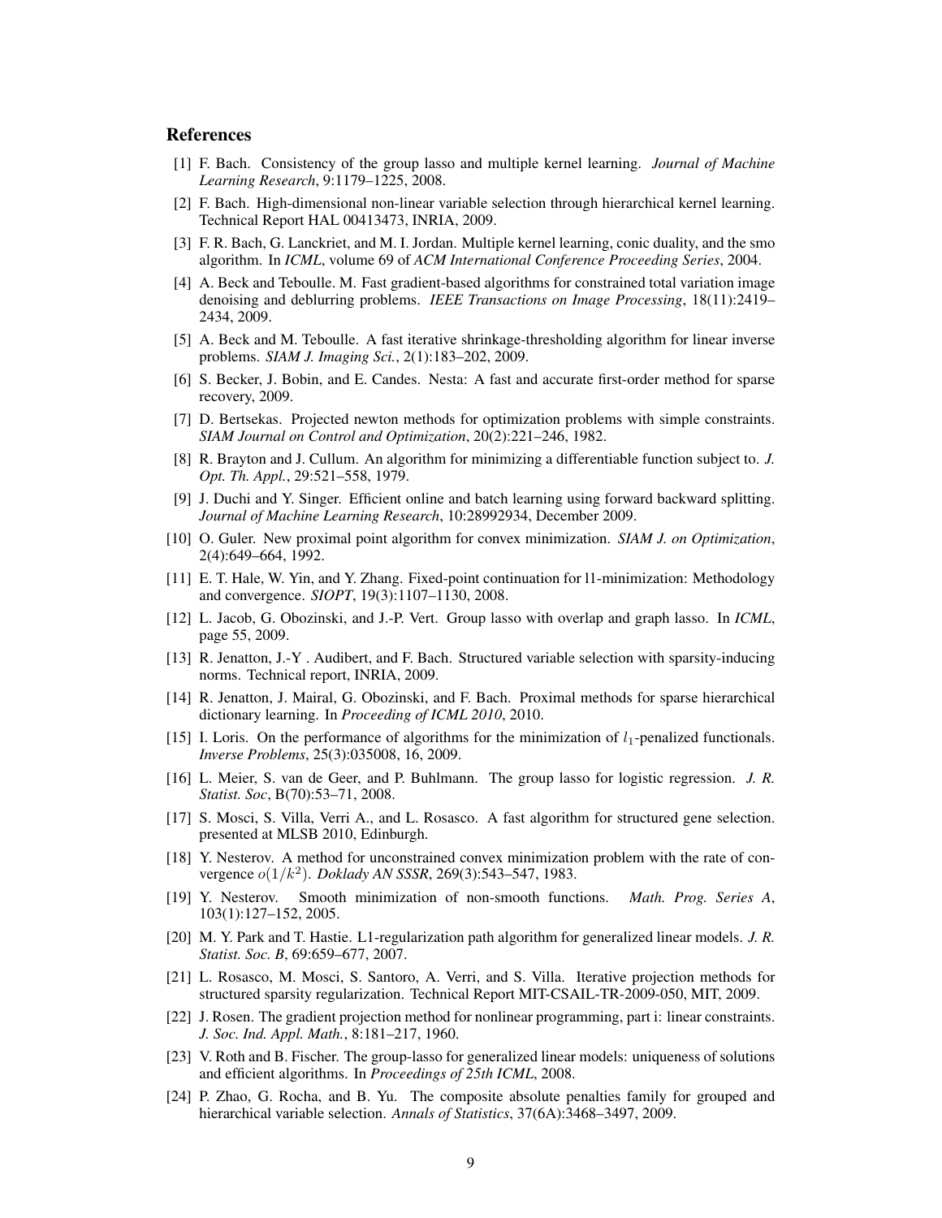## References

[1] F. Bach. Consistency of the group lasso and multiple kernel learning. *Journal of Machine Learning Research*, 9:1179–1225, 2008.

[2] F. Bach. High-dimensional non-linear variable selection through hierarchical kernel learning. Technical Report HAL 00413473, INRIA, 2009.

[3] F. R. Bach, G. Lanckriet, and M. I. Jordan. Multiple kernel learning, conic duality, and the smo algorithm. In *ICML*, volume 69 of *ACM International Conference Proceeding Series*, 2004.

[4] A. Beck and Teboulle. M. Fast gradient-based algorithms for constrained total variation image denoising and deblurring problems. *IEEE Transactions on Image Processing*, 18(11):2419–2434, 2009.

[5] A. Beck and M. Teboulle. A fast iterative shrinkage-thresholding algorithm for linear inverse problems. *SIAM J. Imaging Sci.*, 2(1):183–202, 2009.

[6] S. Becker, J. Bobin, and E. Candes. Nesta: A fast and accurate first-order method for sparse recovery, 2009.

[7] D. Bertsekas. Projected newton methods for optimization problems with simple constraints. *SIAM Journal on Control and Optimization*, 20(2):221–246, 1982.

[8] R. Brayton and J. Cullum. An algorithm for minimizing a differentiable function subject to. *J. Opt. Th. Appl.*, 29:521–558, 1979.

[9] J. Duchi and Y. Singer. Efficient online and batch learning using forward backward splitting. *Journal of Machine Learning Research*, 10:28992934, December 2009.

[10] O. Guler. New proximal point algorithm for convex minimization. *SIAM J. on Optimization*, 2(4):649–664, 1992.

[11] E. T. Hale, W. Yin, and Y. Zhang. Fixed-point continuation for l1-minimization: Methodology and convergence. *SIOPT*, 19(3):1107–1130, 2008.

[12] L. Jacob, G. Obozinski, and J.-P. Vert. Group lasso with overlap and graph lasso. In *ICML*, page 55, 2009.

[13] R. Jenatton, J.-Y . Audibert, and F. Bach. Structured variable selection with sparsity-inducing norms. Technical report, INRIA, 2009.

[14] R. Jenatton, J. Mairal, G. Obozinski, and F. Bach. Proximal methods for sparse hierarchical dictionary learning. In *Proceeding of ICML 2010*, 2010.

[15] I. Loris. On the performance of algorithms for the minimization of $l_1$-penalized functionals. *Inverse Problems*, 25(3):035008, 16, 2009.

[16] L. Meier, S. van de Geer, and P. Buhlmann. The group lasso for logistic regression. *J. R. Statist. Soc*, B(70):53–71, 2008.

[17] S. Mosci, S. Villa, Verri A., and L. Rosasco. A fast algorithm for structured gene selection. presented at MLSB 2010, Edinburgh.

[18] Y. Nesterov. A method for unconstrained convex minimization problem with the rate of convergence $o(1/k^2)$. *Doklady AN SSSR*, 269(3):543–547, 1983.

[19] Y. Nesterov. Smooth minimization of non-smooth functions. *Math. Prog. Series A*, 103(1):127–152, 2005.

[20] M. Y. Park and T. Hastie. L1-regularization path algorithm for generalized linear models. *J. R. Statist. Soc. B*, 69:659–677, 2007.

[21] L. Rosasco, M. Mosci, S. Santoro, A. Verri, and S. Villa. Iterative projection methods for structured sparsity regularization. Technical Report MIT-CSAIL-TR-2009-050, MIT, 2009.

[22] J. Rosen. The gradient projection method for nonlinear programming, part i: linear constraints. *J. Soc. Ind. Appl. Math.*, 8:181–217, 1960.

[23] V. Roth and B. Fischer. The group-lasso for generalized linear models: uniqueness of solutions and efficient algorithms. In *Proceedings of 25th ICML*, 2008.

[24] P. Zhao, G. Rocha, and B. Yu. The composite absolute penalties family for grouped and hierarchical variable selection. *Annals of Statistics*, 37(6A):3468–3497, 2009.